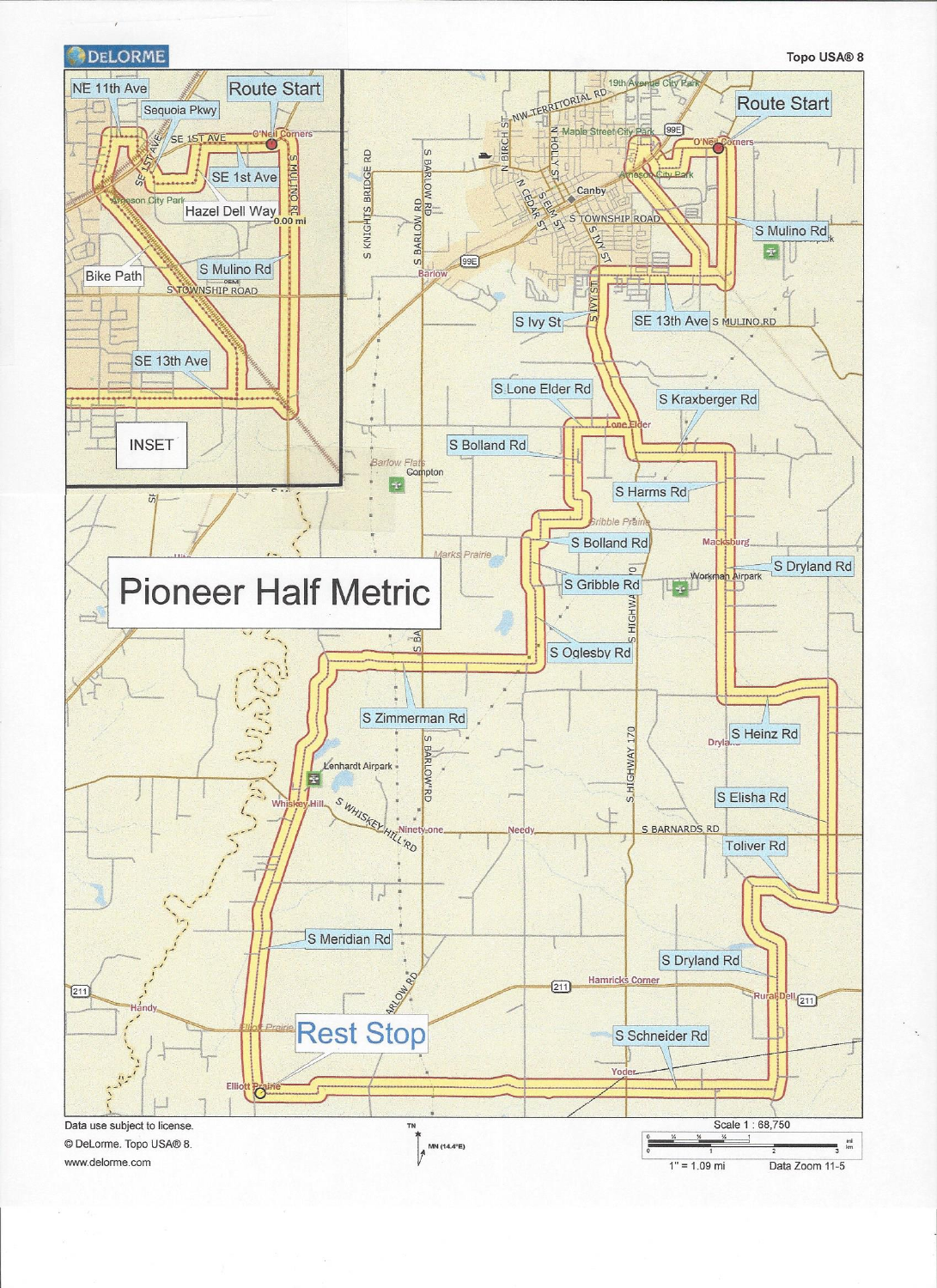DELORME

Topo USA® 8

# Pioneer Half Metric

Route Start

INSET

NE 11th Ave

Sequoia Pkwy

SE 1st Ave

Hazel Dell Way

Bike Path

S Mulino Rd

SE 13th Ave

S Ivy St

S Lone Elder Rd

S Kraxberger Rd

S Bolland Rd

S Harms Rd

S Bolland Rd

S Dryland Rd

S Gribble Rd

S Oglesby Rd

S Zimmerman Rd

S Heinz Rd

S Elisha Rd

Toliver Rd

S Meridian Rd

S Dryland Rd

Rest Stop

S Schneider Rd

Data use subject to license.

© DeLorme. Topo USA® 8.

www.delorme.com

Scale 1 : 68,750

1" = 1.09 mi

Data Zoom 11-5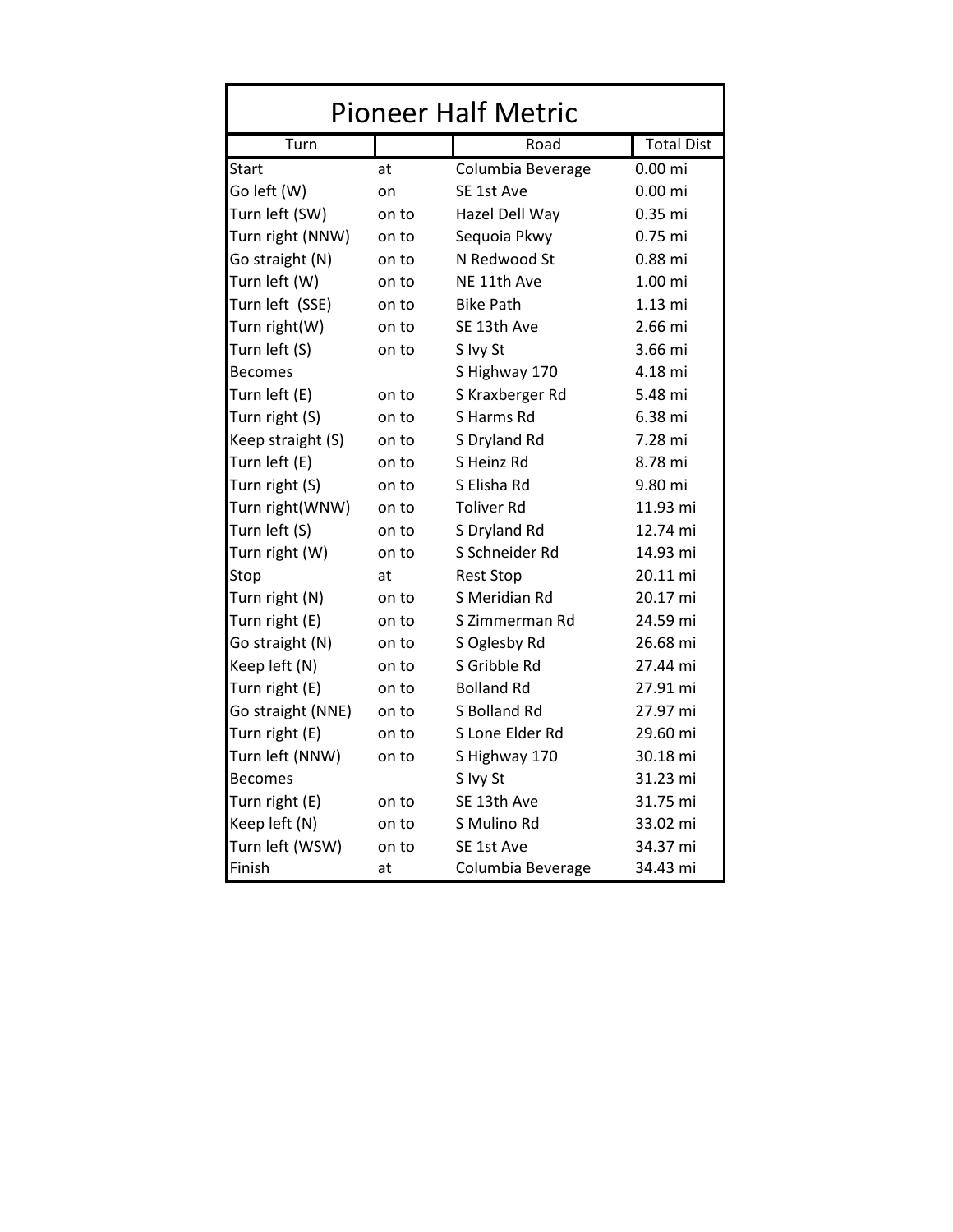# Pioneer Half Metric

| Turn | | Road | Total Dist |
|---|---|---|---|
| Start | at | Columbia Beverage | 0.00 mi |
| Go left (W) | on | SE 1st Ave | 0.00 mi |
| Turn left (SW) | on to | Hazel Dell Way | 0.35 mi |
| Turn right (NNW) | on to | Sequoia Pkwy | 0.75 mi |
| Go straight (N) | on to | N Redwood St | 0.88 mi |
| Turn left (W) | on to | NE 11th Ave | 1.00 mi |
| Turn left (SSE) | on to | Bike Path | 1.13 mi |
| Turn right(W) | on to | SE 13th Ave | 2.66 mi |
| Turn left (S) | on to | S Ivy St | 3.66 mi |
| Becomes | | S Highway 170 | 4.18 mi |
| Turn left (E) | on to | S Kraxberger Rd | 5.48 mi |
| Turn right (S) | on to | S Harms Rd | 6.38 mi |
| Keep straight (S) | on to | S Dryland Rd | 7.28 mi |
| Turn left (E) | on to | S Heinz Rd | 8.78 mi |
| Turn right (S) | on to | S Elisha Rd | 9.80 mi |
| Turn right(WNW) | on to | Toliver Rd | 11.93 mi |
| Turn left (S) | on to | S Dryland Rd | 12.74 mi |
| Turn right (W) | on to | S Schneider Rd | 14.93 mi |
| Stop | at | Rest Stop | 20.11 mi |
| Turn right (N) | on to | S Meridian Rd | 20.17 mi |
| Turn right (E) | on to | S Zimmerman Rd | 24.59 mi |
| Go straight (N) | on to | S Oglesby Rd | 26.68 mi |
| Keep left (N) | on to | S Gribble Rd | 27.44 mi |
| Turn right (E) | on to | Bolland Rd | 27.91 mi |
| Go straight (NNE) | on to | S Bolland Rd | 27.97 mi |
| Turn right (E) | on to | S Lone Elder Rd | 29.60 mi |
| Turn left (NNW) | on to | S Highway 170 | 30.18 mi |
| Becomes | | S Ivy St | 31.23 mi |
| Turn right (E) | on to | SE 13th Ave | 31.75 mi |
| Keep left (N) | on to | S Mulino Rd | 33.02 mi |
| Turn left (WSW) | on to | SE 1st Ave | 34.37 mi |
| Finish | at | Columbia Beverage | 34.43 mi |